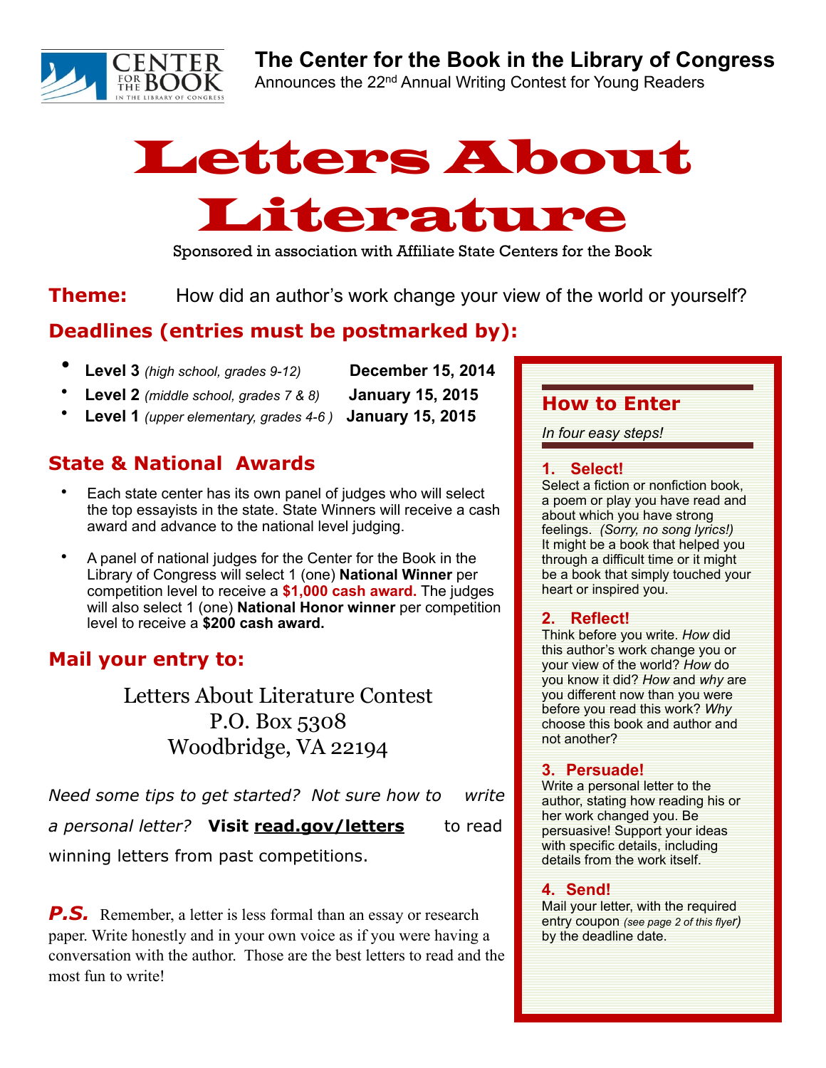**The Center for the Book in the Library of Congress**

Announces the 22nd Annual Writing Contest for Young Readers

# Letters About Literature

Sponsored in association with Affiliate State Centers for the Book

**Theme:** How did an author's work change your view of the world or yourself?

## Deadlines (entries must be postmarked by):

- **Level 3** *(high school, grades 9-12)* **December 15, 2014**
- **Level 2** *(middle school, grades 7 & 8)* **January 15, 2015**
- **Level 1** *(upper elementary, grades 4-6 )* **January 15, 2015**

## State & National Awards

- Each state center has its own panel of judges who will select the top essayists in the state. State Winners will receive a cash award and advance to the national level judging.
- A panel of national judges for the Center for the Book in the Library of Congress will select 1 (one) **National Winner** per competition level to receive a **$1,000 cash award.** The judges will also select 1 (one) **National Honor winner** per competition level to receive a **$200 cash award.**

## Mail your entry to:

Letters About Literature Contest
P.O. Box 5308
Woodbridge, VA 22194

*Need some tips to get started? Not sure how to write a personal letter?* **Visit read.gov/letters** to read winning letters from past competitions.

***P.S.*** Remember, a letter is less formal than an essay or research paper. Write honestly and in your own voice as if you were having a conversation with the author. Those are the best letters to read and the most fun to write!

## How to Enter

*In four easy steps!*

**1. Select!**
Select a fiction or nonfiction book, a poem or play you have read and about which you have strong feelings. *(Sorry, no song lyrics!)* It might be a book that helped you through a difficult time or it might be a book that simply touched your heart or inspired you.

**2. Reflect!**
Think before you write. *How* did this author's work change you or your view of the world? *How* do you know it did? *How* and *why* are you different now than you were before you read this work? *Why* choose this book and author and not another?

**3. Persuade!**
Write a personal letter to the author, stating how reading his or her work changed you. Be persuasive! Support your ideas with specific details, including details from the work itself.

**4. Send!**
Mail your letter, with the required entry coupon *(see page 2 of this flyer)* by the deadline date.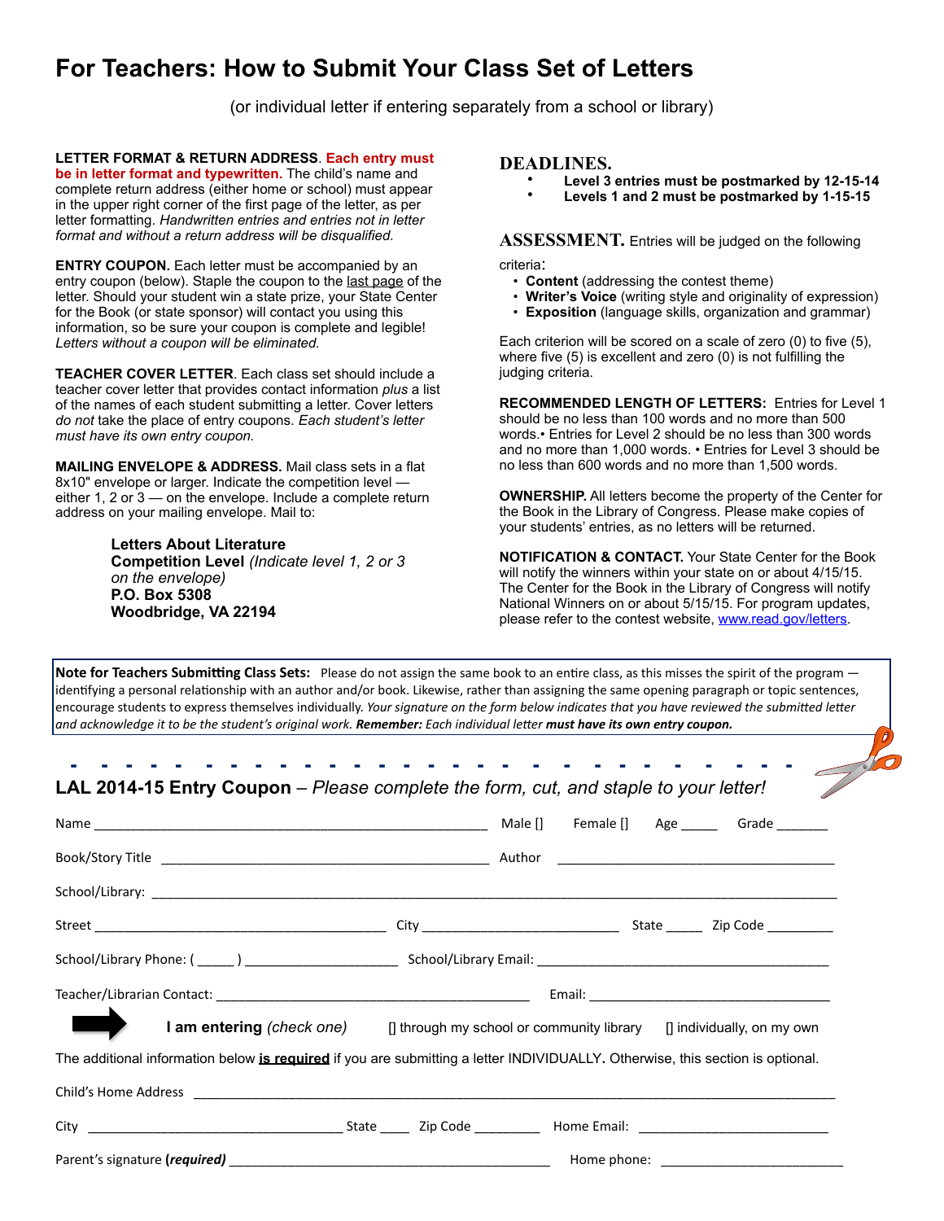# For Teachers: How to Submit Your Class Set of Letters

(or individual letter if entering separately from a school or library)

**LETTER FORMAT & RETURN ADDRESS**. **Each entry must be in letter format and typewritten.** The child's name and complete return address (either home or school) must appear in the upper right corner of the first page of the letter, as per letter formatting. *Handwritten entries and entries not in letter format and without a return address will be disqualified.*

**ENTRY COUPON.** Each letter must be accompanied by an entry coupon (below). Staple the coupon to the last page of the letter. Should your student win a state prize, your State Center for the Book (or state sponsor) will contact you using this information, so be sure your coupon is complete and legible! *Letters without a coupon will be eliminated.*

**TEACHER COVER LETTER**. Each class set should include a teacher cover letter that provides contact information *plus* a list of the names of each student submitting a letter. Cover letters *do not* take the place of entry coupons. *Each student's letter must have its own entry coupon.*

**MAILING ENVELOPE & ADDRESS.** Mail class sets in a flat 8x10" envelope or larger. Indicate the competition level — either 1, 2 or 3 — on the envelope. Include a complete return address on your mailing envelope. Mail to:

> **Letters About Literature**
> **Competition Level** *(Indicate level 1, 2 or 3 on the envelope)*
> **P.O. Box 5308**
> **Woodbridge, VA 22194**

**DEADLINES.**

- **Level 3 entries must be postmarked by 12-15-14**
- **Levels 1 and 2 must be postmarked by 1-15-15**

**ASSESSMENT.** Entries will be judged on the following criteria:

- **Content** (addressing the contest theme)
- **Writer's Voice** (writing style and originality of expression)
- **Exposition** (language skills, organization and grammar)

Each criterion will be scored on a scale of zero (0) to five (5), where five (5) is excellent and zero (0) is not fulfilling the judging criteria.

**RECOMMENDED LENGTH OF LETTERS:** Entries for Level 1 should be no less than 100 words and no more than 500 words.• Entries for Level 2 should be no less than 300 words and no more than 1,000 words. • Entries for Level 3 should be no less than 600 words and no more than 1,500 words.

**OWNERSHIP.** All letters become the property of the Center for the Book in the Library of Congress. Please make copies of your students' entries, as no letters will be returned.

**NOTIFICATION & CONTACT.** Your State Center for the Book will notify the winners within your state on or about 4/15/15. The Center for the Book in the Library of Congress will notify National Winners on or about 5/15/15. For program updates, please refer to the contest website, www.read.gov/letters.

**Note for Teachers Submitting Class Sets:** Please do not assign the same book to an entire class, as this misses the spirit of the program — identifying a personal relationship with an author and/or book. Likewise, rather than assigning the same opening paragraph or topic sentences, encourage students to express themselves individually. *Your signature on the form below indicates that you have reviewed the submitted letter and acknowledge it to be the student's original work.* ***Remember:*** *Each individual letter* ***must have its own entry coupon.***

## LAL 2014-15 Entry Coupon – *Please complete the form, cut, and staple to your letter!*

Name ______________________________ Male [] Female [] Age _____ Grade _______

Book/Story Title ______________________________ Author ______________________________

School/Library: ______________________________

Street ______________________________ City ______________________ State _____ Zip Code _________

School/Library Phone: ( _____ ) ____________________ School/Library Email: ______________________________

Teacher/Librarian Contact: ______________________________ Email: ______________________________

**I am entering** *(check one)* [] through my school or community library [] individually, on my own

The additional information below **is required** if you are submitting a letter INDIVIDUALLY**.** Otherwise, this section is optional.

Child's Home Address ______________________________

City ______________________________ State ____ Zip Code _________ Home Email: ______________________

Parent's signature ***(required)*** ______________________________ Home phone: ______________________